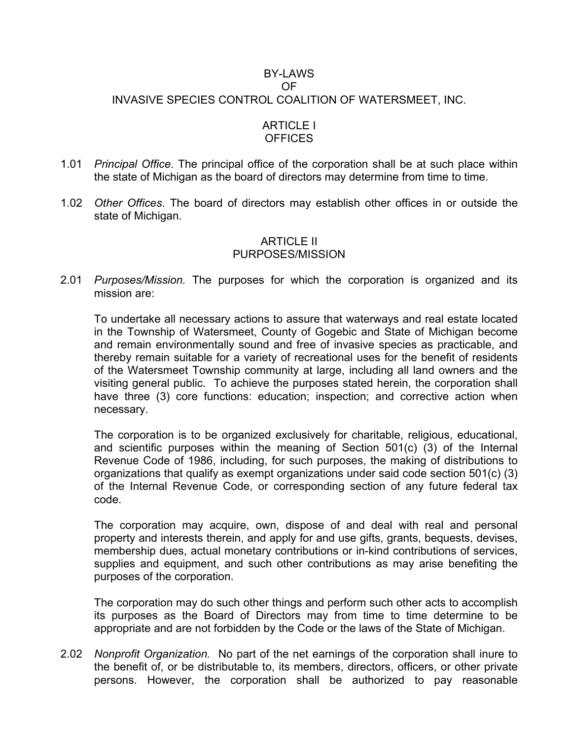# BY-LAWS OF INVASIVE SPECIES CONTROL COALITION OF WATERSMEET, INC.

## ARTICLE I OFFICES

1.01 *Principal Office*. The principal office of the corporation shall be at such place within the state of Michigan as the board of directors may determine from time to time.

1.02 *Other Offices*. The board of directors may establish other offices in or outside the state of Michigan.

## ARTICLE II PURPOSES/MISSION

2.01 *Purposes/Mission.* The purposes for which the corporation is organized and its mission are:

To undertake all necessary actions to assure that waterways and real estate located in the Township of Watersmeet, County of Gogebic and State of Michigan become and remain environmentally sound and free of invasive species as practicable, and thereby remain suitable for a variety of recreational uses for the benefit of residents of the Watersmeet Township community at large, including all land owners and the visiting general public. To achieve the purposes stated herein, the corporation shall have three (3) core functions: education; inspection; and corrective action when necessary.

The corporation is to be organized exclusively for charitable, religious, educational, and scientific purposes within the meaning of Section 501(c) (3) of the Internal Revenue Code of 1986, including, for such purposes, the making of distributions to organizations that qualify as exempt organizations under said code section 501(c) (3) of the Internal Revenue Code, or corresponding section of any future federal tax code.

The corporation may acquire, own, dispose of and deal with real and personal property and interests therein, and apply for and use gifts, grants, bequests, devises, membership dues, actual monetary contributions or in-kind contributions of services, supplies and equipment, and such other contributions as may arise benefiting the purposes of the corporation.

The corporation may do such other things and perform such other acts to accomplish its purposes as the Board of Directors may from time to time determine to be appropriate and are not forbidden by the Code or the laws of the State of Michigan.

2.02 *Nonprofit Organization.* No part of the net earnings of the corporation shall inure to the benefit of, or be distributable to, its members, directors, officers, or other private persons. However, the corporation shall be authorized to pay reasonable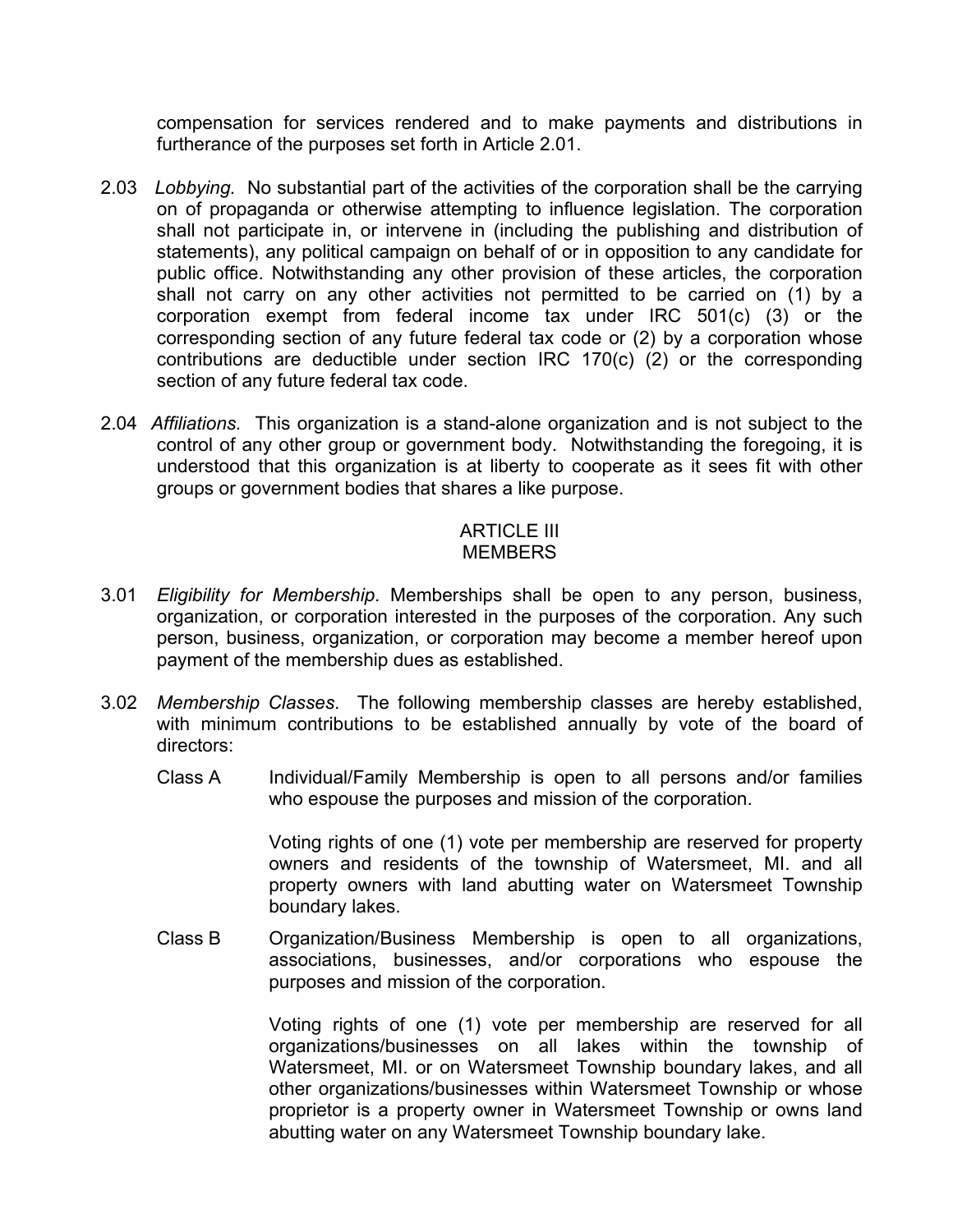compensation for services rendered and to make payments and distributions in furtherance of the purposes set forth in Article 2.01.

2.03 *Lobbying.* No substantial part of the activities of the corporation shall be the carrying on of propaganda or otherwise attempting to influence legislation. The corporation shall not participate in, or intervene in (including the publishing and distribution of statements), any political campaign on behalf of or in opposition to any candidate for public office. Notwithstanding any other provision of these articles, the corporation shall not carry on any other activities not permitted to be carried on (1) by a corporation exempt from federal income tax under IRC 501(c) (3) or the corresponding section of any future federal tax code or (2) by a corporation whose contributions are deductible under section IRC 170(c) (2) or the corresponding section of any future federal tax code.

2.04 *Affiliations.* This organization is a stand-alone organization and is not subject to the control of any other group or government body. Notwithstanding the foregoing, it is understood that this organization is at liberty to cooperate as it sees fit with other groups or government bodies that shares a like purpose.

## ARTICLE III
## MEMBERS

3.01 *Eligibility for Membership*. Memberships shall be open to any person, business, organization, or corporation interested in the purposes of the corporation. Any such person, business, organization, or corporation may become a member hereof upon payment of the membership dues as established.

3.02 *Membership Classes*. The following membership classes are hereby established, with minimum contributions to be established annually by vote of the board of directors:

Class A Individual/Family Membership is open to all persons and/or families who espouse the purposes and mission of the corporation.

Voting rights of one (1) vote per membership are reserved for property owners and residents of the township of Watersmeet, MI. and all property owners with land abutting water on Watersmeet Township boundary lakes.

Class B Organization/Business Membership is open to all organizations, associations, businesses, and/or corporations who espouse the purposes and mission of the corporation.

Voting rights of one (1) vote per membership are reserved for all organizations/businesses on all lakes within the township of Watersmeet, MI. or on Watersmeet Township boundary lakes, and all other organizations/businesses within Watersmeet Township or whose proprietor is a property owner in Watersmeet Township or owns land abutting water on any Watersmeet Township boundary lake.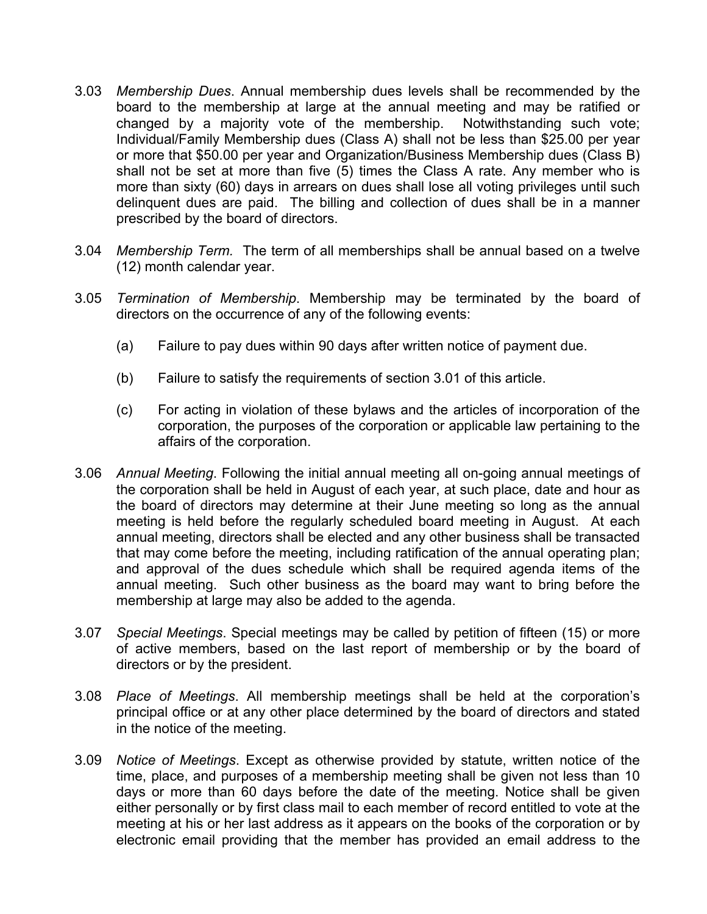3.03 *Membership Dues*. Annual membership dues levels shall be recommended by the board to the membership at large at the annual meeting and may be ratified or changed by a majority vote of the membership. Notwithstanding such vote; Individual/Family Membership dues (Class A) shall not be less than $25.00 per year or more that $50.00 per year and Organization/Business Membership dues (Class B) shall not be set at more than five (5) times the Class A rate. Any member who is more than sixty (60) days in arrears on dues shall lose all voting privileges until such delinquent dues are paid. The billing and collection of dues shall be in a manner prescribed by the board of directors.

3.04 *Membership Term.* The term of all memberships shall be annual based on a twelve (12) month calendar year.

3.05 *Termination of Membership*. Membership may be terminated by the board of directors on the occurrence of any of the following events:

(a) Failure to pay dues within 90 days after written notice of payment due.

(b) Failure to satisfy the requirements of section 3.01 of this article.

(c) For acting in violation of these bylaws and the articles of incorporation of the corporation, the purposes of the corporation or applicable law pertaining to the affairs of the corporation.

3.06 *Annual Meeting*. Following the initial annual meeting all on-going annual meetings of the corporation shall be held in August of each year, at such place, date and hour as the board of directors may determine at their June meeting so long as the annual meeting is held before the regularly scheduled board meeting in August. At each annual meeting, directors shall be elected and any other business shall be transacted that may come before the meeting, including ratification of the annual operating plan; and approval of the dues schedule which shall be required agenda items of the annual meeting. Such other business as the board may want to bring before the membership at large may also be added to the agenda.

3.07 *Special Meetings*. Special meetings may be called by petition of fifteen (15) or more of active members, based on the last report of membership or by the board of directors or by the president.

3.08 *Place of Meetings*. All membership meetings shall be held at the corporation's principal office or at any other place determined by the board of directors and stated in the notice of the meeting.

3.09 *Notice of Meetings*. Except as otherwise provided by statute, written notice of the time, place, and purposes of a membership meeting shall be given not less than 10 days or more than 60 days before the date of the meeting. Notice shall be given either personally or by first class mail to each member of record entitled to vote at the meeting at his or her last address as it appears on the books of the corporation or by electronic email providing that the member has provided an email address to the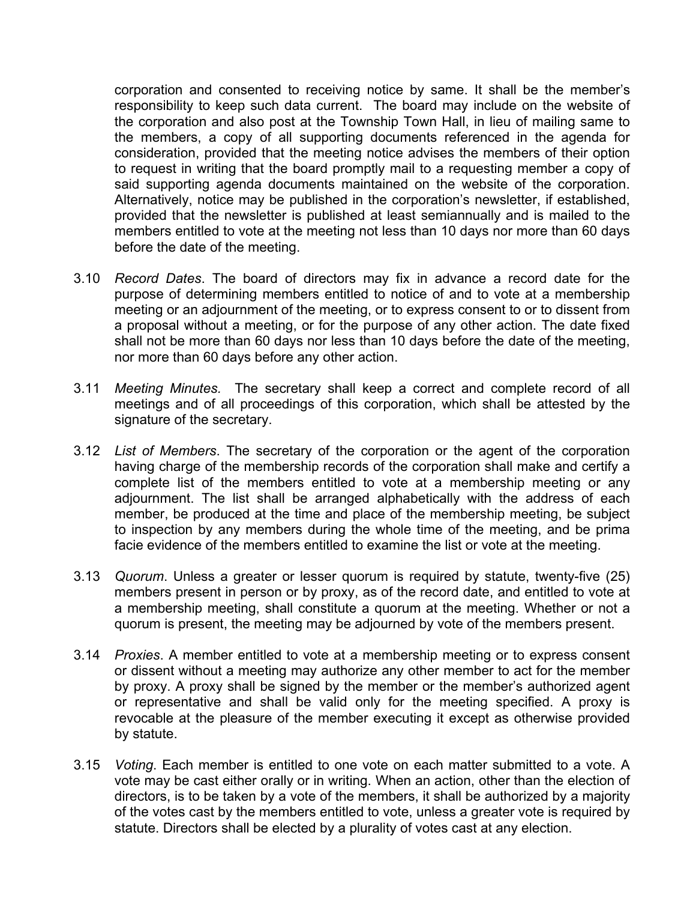corporation and consented to receiving notice by same. It shall be the member's responsibility to keep such data current. The board may include on the website of the corporation and also post at the Township Town Hall, in lieu of mailing same to the members, a copy of all supporting documents referenced in the agenda for consideration, provided that the meeting notice advises the members of their option to request in writing that the board promptly mail to a requesting member a copy of said supporting agenda documents maintained on the website of the corporation. Alternatively, notice may be published in the corporation's newsletter, if established, provided that the newsletter is published at least semiannually and is mailed to the members entitled to vote at the meeting not less than 10 days nor more than 60 days before the date of the meeting.

3.10 *Record Dates*. The board of directors may fix in advance a record date for the purpose of determining members entitled to notice of and to vote at a membership meeting or an adjournment of the meeting, or to express consent to or to dissent from a proposal without a meeting, or for the purpose of any other action. The date fixed shall not be more than 60 days nor less than 10 days before the date of the meeting, nor more than 60 days before any other action.

3.11 *Meeting Minutes.* The secretary shall keep a correct and complete record of all meetings and of all proceedings of this corporation, which shall be attested by the signature of the secretary.

3.12 *List of Members*. The secretary of the corporation or the agent of the corporation having charge of the membership records of the corporation shall make and certify a complete list of the members entitled to vote at a membership meeting or any adjournment. The list shall be arranged alphabetically with the address of each member, be produced at the time and place of the membership meeting, be subject to inspection by any members during the whole time of the meeting, and be prima facie evidence of the members entitled to examine the list or vote at the meeting.

3.13 *Quorum*. Unless a greater or lesser quorum is required by statute, twenty-five (25) members present in person or by proxy, as of the record date, and entitled to vote at a membership meeting, shall constitute a quorum at the meeting. Whether or not a quorum is present, the meeting may be adjourned by vote of the members present.

3.14 *Proxies*. A member entitled to vote at a membership meeting or to express consent or dissent without a meeting may authorize any other member to act for the member by proxy. A proxy shall be signed by the member or the member's authorized agent or representative and shall be valid only for the meeting specified. A proxy is revocable at the pleasure of the member executing it except as otherwise provided by statute.

3.15 *Voting*. Each member is entitled to one vote on each matter submitted to a vote. A vote may be cast either orally or in writing. When an action, other than the election of directors, is to be taken by a vote of the members, it shall be authorized by a majority of the votes cast by the members entitled to vote, unless a greater vote is required by statute. Directors shall be elected by a plurality of votes cast at any election.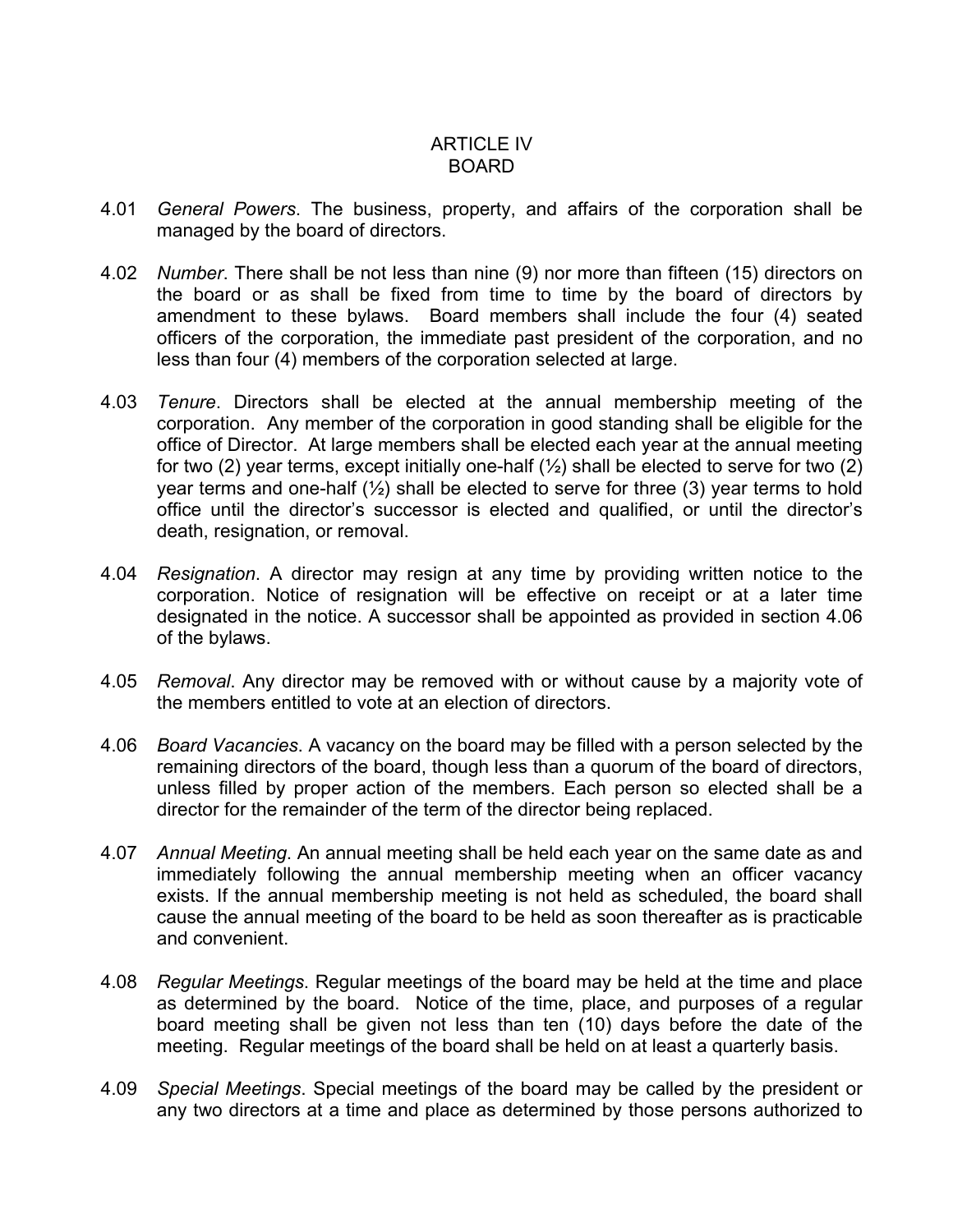# ARTICLE IV
# BOARD

4.01 *General Powers*. The business, property, and affairs of the corporation shall be managed by the board of directors.

4.02 *Number*. There shall be not less than nine (9) nor more than fifteen (15) directors on the board or as shall be fixed from time to time by the board of directors by amendment to these bylaws. Board members shall include the four (4) seated officers of the corporation, the immediate past president of the corporation, and no less than four (4) members of the corporation selected at large.

4.03 *Tenure*. Directors shall be elected at the annual membership meeting of the corporation. Any member of the corporation in good standing shall be eligible for the office of Director. At large members shall be elected each year at the annual meeting for two (2) year terms, except initially one-half (½) shall be elected to serve for two (2) year terms and one-half (½) shall be elected to serve for three (3) year terms to hold office until the director's successor is elected and qualified, or until the director's death, resignation, or removal.

4.04 *Resignation*. A director may resign at any time by providing written notice to the corporation. Notice of resignation will be effective on receipt or at a later time designated in the notice. A successor shall be appointed as provided in section 4.06 of the bylaws.

4.05 *Removal*. Any director may be removed with or without cause by a majority vote of the members entitled to vote at an election of directors.

4.06 *Board Vacancies*. A vacancy on the board may be filled with a person selected by the remaining directors of the board, though less than a quorum of the board of directors, unless filled by proper action of the members. Each person so elected shall be a director for the remainder of the term of the director being replaced.

4.07 *Annual Meeting*. An annual meeting shall be held each year on the same date as and immediately following the annual membership meeting when an officer vacancy exists. If the annual membership meeting is not held as scheduled, the board shall cause the annual meeting of the board to be held as soon thereafter as is practicable and convenient.

4.08 *Regular Meetings*. Regular meetings of the board may be held at the time and place as determined by the board. Notice of the time, place, and purposes of a regular board meeting shall be given not less than ten (10) days before the date of the meeting. Regular meetings of the board shall be held on at least a quarterly basis.

4.09 *Special Meetings*. Special meetings of the board may be called by the president or any two directors at a time and place as determined by those persons authorized to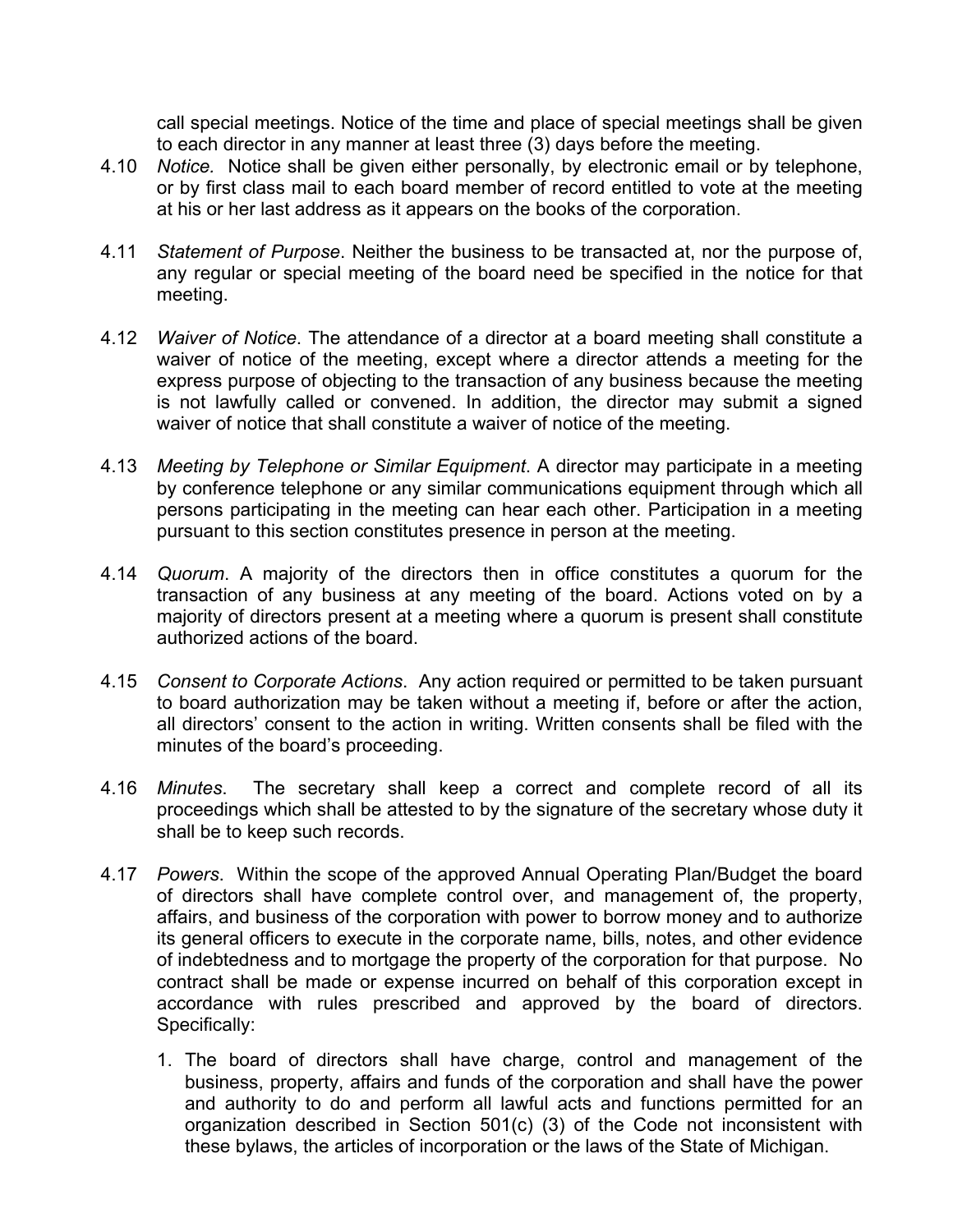call special meetings. Notice of the time and place of special meetings shall be given to each director in any manner at least three (3) days before the meeting.

4.10 *Notice.* Notice shall be given either personally, by electronic email or by telephone, or by first class mail to each board member of record entitled to vote at the meeting at his or her last address as it appears on the books of the corporation.

4.11 *Statement of Purpose*. Neither the business to be transacted at, nor the purpose of, any regular or special meeting of the board need be specified in the notice for that meeting.

4.12 *Waiver of Notice*. The attendance of a director at a board meeting shall constitute a waiver of notice of the meeting, except where a director attends a meeting for the express purpose of objecting to the transaction of any business because the meeting is not lawfully called or convened. In addition, the director may submit a signed waiver of notice that shall constitute a waiver of notice of the meeting.

4.13 *Meeting by Telephone or Similar Equipment*. A director may participate in a meeting by conference telephone or any similar communications equipment through which all persons participating in the meeting can hear each other. Participation in a meeting pursuant to this section constitutes presence in person at the meeting.

4.14 *Quorum*. A majority of the directors then in office constitutes a quorum for the transaction of any business at any meeting of the board. Actions voted on by a majority of directors present at a meeting where a quorum is present shall constitute authorized actions of the board.

4.15 *Consent to Corporate Actions*. Any action required or permitted to be taken pursuant to board authorization may be taken without a meeting if, before or after the action, all directors' consent to the action in writing. Written consents shall be filed with the minutes of the board's proceeding.

4.16 *Minutes*. The secretary shall keep a correct and complete record of all its proceedings which shall be attested to by the signature of the secretary whose duty it shall be to keep such records.

4.17 *Powers*. Within the scope of the approved Annual Operating Plan/Budget the board of directors shall have complete control over, and management of, the property, affairs, and business of the corporation with power to borrow money and to authorize its general officers to execute in the corporate name, bills, notes, and other evidence of indebtedness and to mortgage the property of the corporation for that purpose. No contract shall be made or expense incurred on behalf of this corporation except in accordance with rules prescribed and approved by the board of directors. Specifically:

1. The board of directors shall have charge, control and management of the business, property, affairs and funds of the corporation and shall have the power and authority to do and perform all lawful acts and functions permitted for an organization described in Section 501(c) (3) of the Code not inconsistent with these bylaws, the articles of incorporation or the laws of the State of Michigan.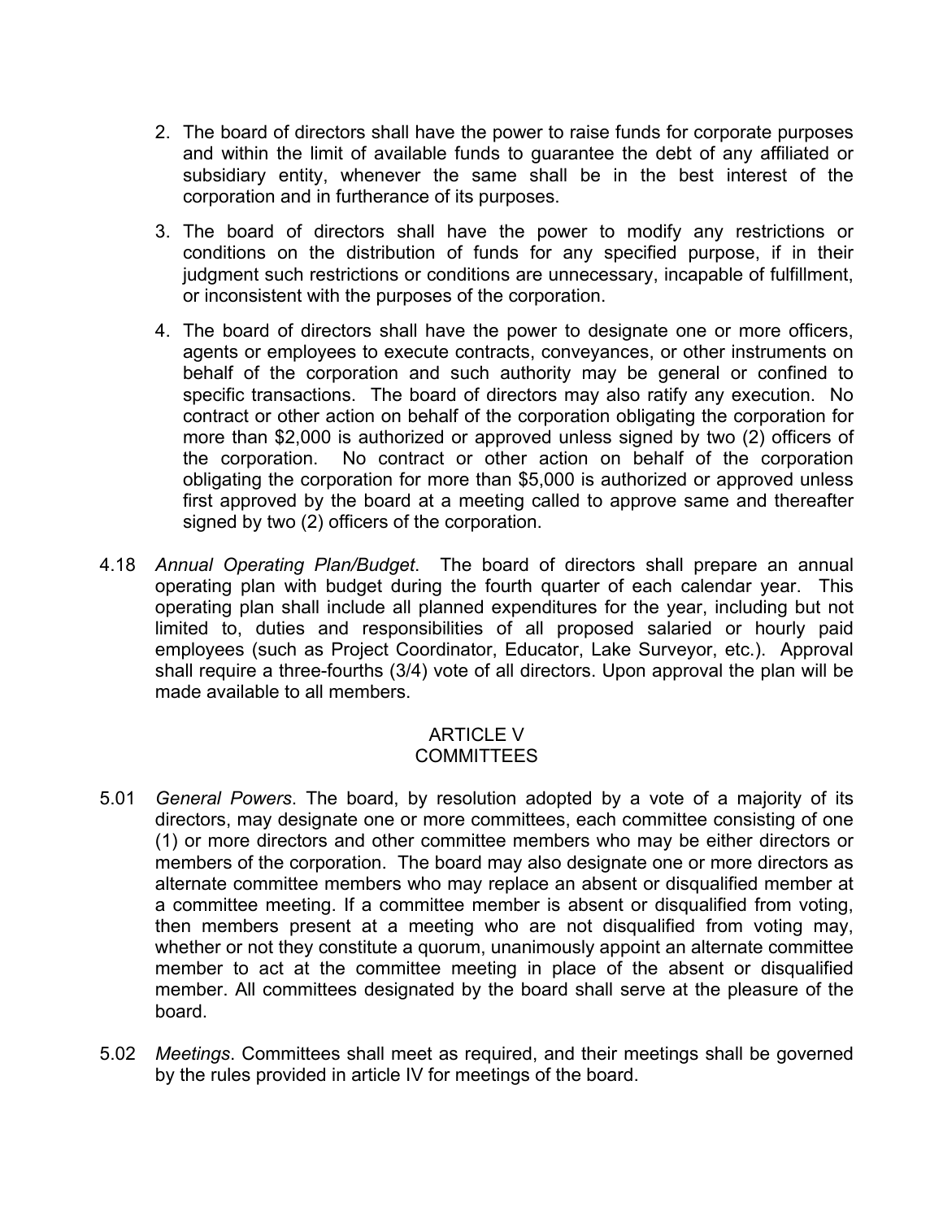2. The board of directors shall have the power to raise funds for corporate purposes and within the limit of available funds to guarantee the debt of any affiliated or subsidiary entity, whenever the same shall be in the best interest of the corporation and in furtherance of its purposes.

3. The board of directors shall have the power to modify any restrictions or conditions on the distribution of funds for any specified purpose, if in their judgment such restrictions or conditions are unnecessary, incapable of fulfillment, or inconsistent with the purposes of the corporation.

4. The board of directors shall have the power to designate one or more officers, agents or employees to execute contracts, conveyances, or other instruments on behalf of the corporation and such authority may be general or confined to specific transactions. The board of directors may also ratify any execution. No contract or other action on behalf of the corporation obligating the corporation for more than $2,000 is authorized or approved unless signed by two (2) officers of the corporation. No contract or other action on behalf of the corporation obligating the corporation for more than $5,000 is authorized or approved unless first approved by the board at a meeting called to approve same and thereafter signed by two (2) officers of the corporation.

4.18 *Annual Operating Plan/Budget*. The board of directors shall prepare an annual operating plan with budget during the fourth quarter of each calendar year. This operating plan shall include all planned expenditures for the year, including but not limited to, duties and responsibilities of all proposed salaried or hourly paid employees (such as Project Coordinator, Educator, Lake Surveyor, etc.). Approval shall require a three-fourths (3/4) vote of all directors. Upon approval the plan will be made available to all members.

## ARTICLE V
## COMMITTEES

5.01 *General Powers*. The board, by resolution adopted by a vote of a majority of its directors, may designate one or more committees, each committee consisting of one (1) or more directors and other committee members who may be either directors or members of the corporation. The board may also designate one or more directors as alternate committee members who may replace an absent or disqualified member at a committee meeting. If a committee member is absent or disqualified from voting, then members present at a meeting who are not disqualified from voting may, whether or not they constitute a quorum, unanimously appoint an alternate committee member to act at the committee meeting in place of the absent or disqualified member. All committees designated by the board shall serve at the pleasure of the board.

5.02 *Meetings*. Committees shall meet as required, and their meetings shall be governed by the rules provided in article IV for meetings of the board.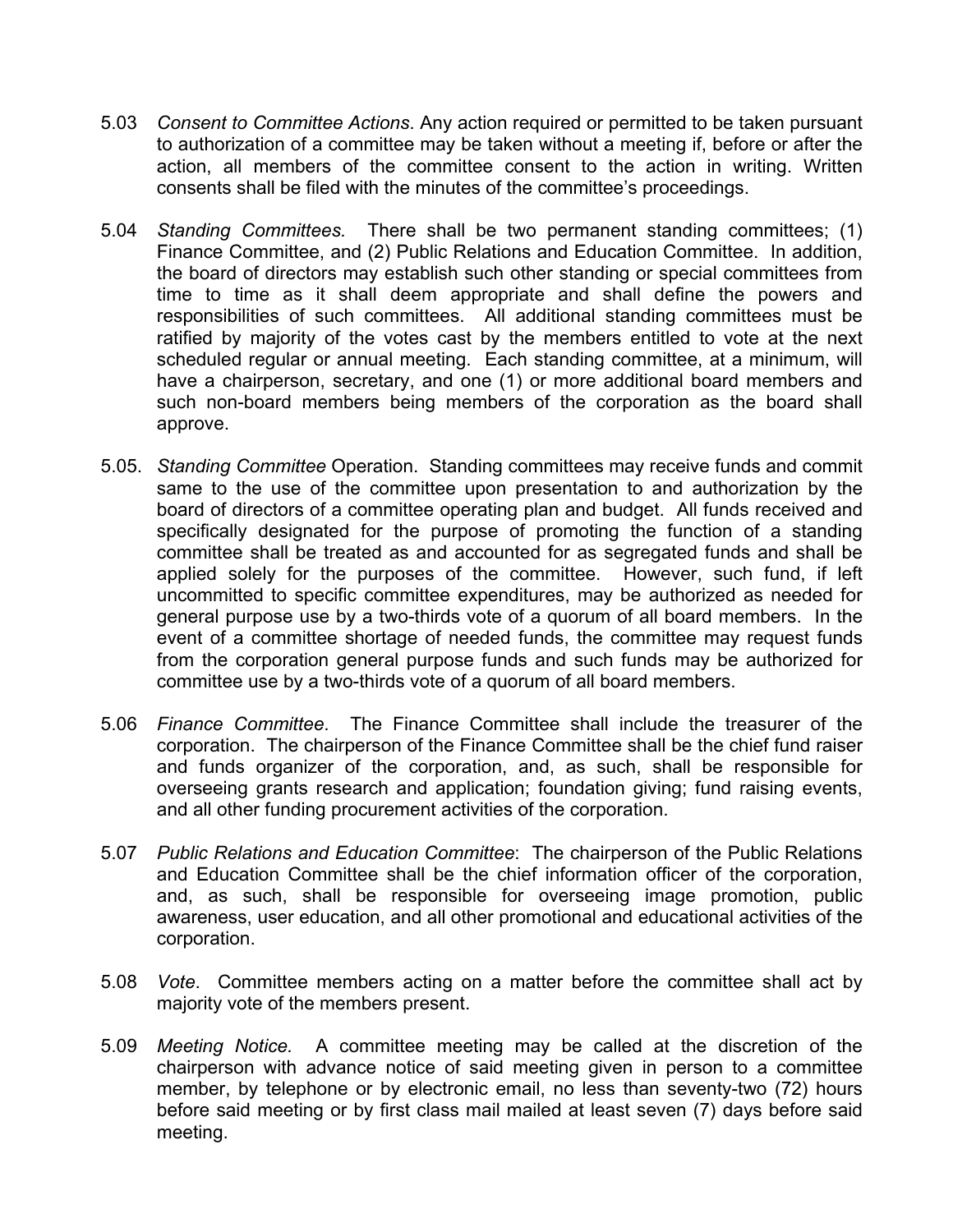5.03 *Consent to Committee Actions*. Any action required or permitted to be taken pursuant to authorization of a committee may be taken without a meeting if, before or after the action, all members of the committee consent to the action in writing. Written consents shall be filed with the minutes of the committee's proceedings.

5.04 *Standing Committees.* There shall be two permanent standing committees; (1) Finance Committee, and (2) Public Relations and Education Committee. In addition, the board of directors may establish such other standing or special committees from time to time as it shall deem appropriate and shall define the powers and responsibilities of such committees. All additional standing committees must be ratified by majority of the votes cast by the members entitled to vote at the next scheduled regular or annual meeting. Each standing committee, at a minimum, will have a chairperson, secretary, and one (1) or more additional board members and such non-board members being members of the corporation as the board shall approve.

5.05. *Standing Committee* Operation. Standing committees may receive funds and commit same to the use of the committee upon presentation to and authorization by the board of directors of a committee operating plan and budget. All funds received and specifically designated for the purpose of promoting the function of a standing committee shall be treated as and accounted for as segregated funds and shall be applied solely for the purposes of the committee. However, such fund, if left uncommitted to specific committee expenditures, may be authorized as needed for general purpose use by a two-thirds vote of a quorum of all board members. In the event of a committee shortage of needed funds, the committee may request funds from the corporation general purpose funds and such funds may be authorized for committee use by a two-thirds vote of a quorum of all board members.

5.06 *Finance Committee*. The Finance Committee shall include the treasurer of the corporation. The chairperson of the Finance Committee shall be the chief fund raiser and funds organizer of the corporation, and, as such, shall be responsible for overseeing grants research and application; foundation giving; fund raising events, and all other funding procurement activities of the corporation.

5.07 *Public Relations and Education Committee*: The chairperson of the Public Relations and Education Committee shall be the chief information officer of the corporation, and, as such, shall be responsible for overseeing image promotion, public awareness, user education, and all other promotional and educational activities of the corporation.

5.08 *Vote*. Committee members acting on a matter before the committee shall act by majority vote of the members present.

5.09 *Meeting Notice.* A committee meeting may be called at the discretion of the chairperson with advance notice of said meeting given in person to a committee member, by telephone or by electronic email, no less than seventy-two (72) hours before said meeting or by first class mail mailed at least seven (7) days before said meeting.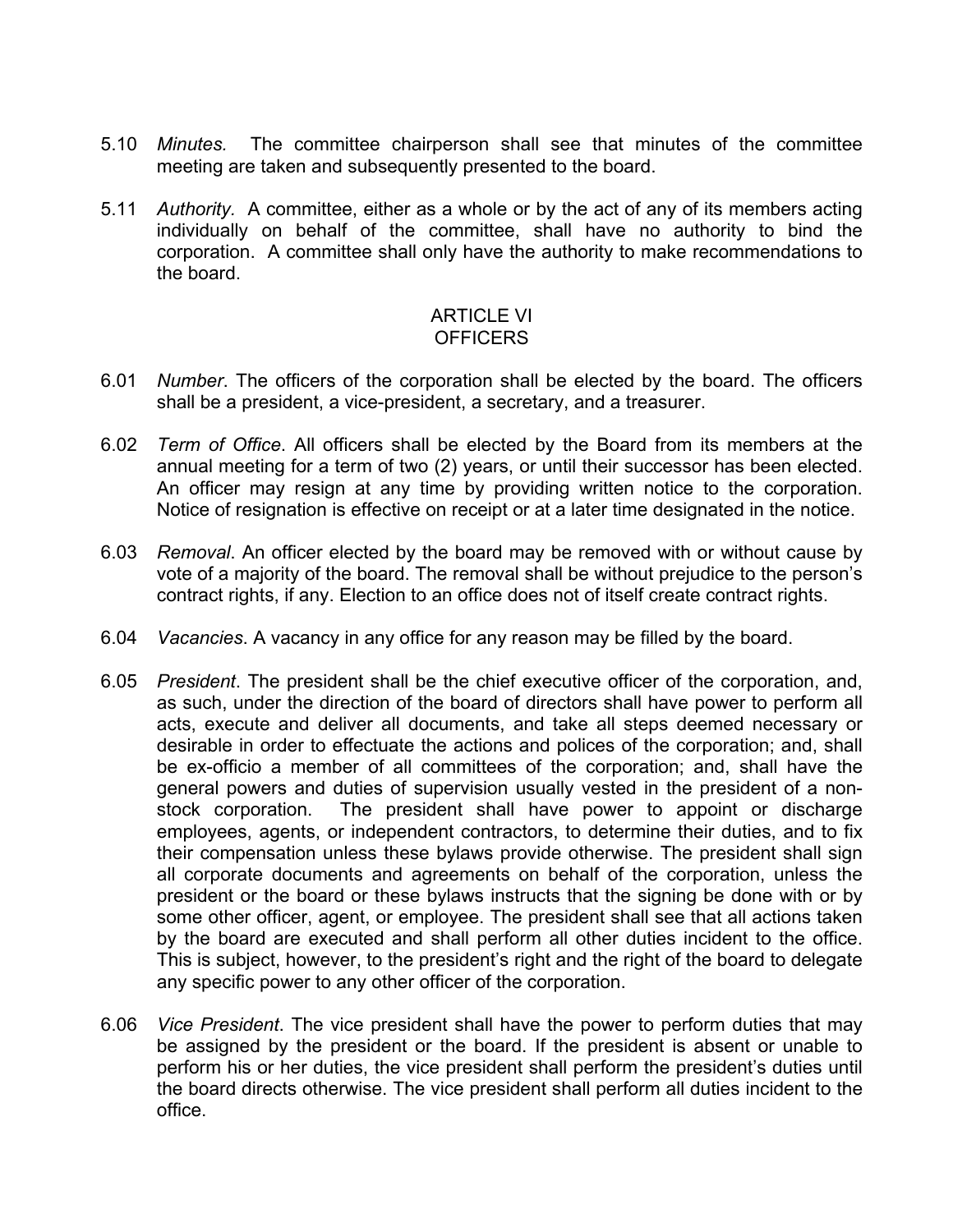5.10 *Minutes.* The committee chairperson shall see that minutes of the committee meeting are taken and subsequently presented to the board.

5.11 *Authority.* A committee, either as a whole or by the act of any of its members acting individually on behalf of the committee, shall have no authority to bind the corporation. A committee shall only have the authority to make recommendations to the board.

## ARTICLE VI
## OFFICERS

6.01 *Number*. The officers of the corporation shall be elected by the board. The officers shall be a president, a vice-president, a secretary, and a treasurer.

6.02 *Term of Office*. All officers shall be elected by the Board from its members at the annual meeting for a term of two (2) years, or until their successor has been elected. An officer may resign at any time by providing written notice to the corporation. Notice of resignation is effective on receipt or at a later time designated in the notice.

6.03 *Removal*. An officer elected by the board may be removed with or without cause by vote of a majority of the board. The removal shall be without prejudice to the person's contract rights, if any. Election to an office does not of itself create contract rights.

6.04 *Vacancies*. A vacancy in any office for any reason may be filled by the board.

6.05 *President*. The president shall be the chief executive officer of the corporation, and, as such, under the direction of the board of directors shall have power to perform all acts, execute and deliver all documents, and take all steps deemed necessary or desirable in order to effectuate the actions and polices of the corporation; and, shall be ex-officio a member of all committees of the corporation; and, shall have the general powers and duties of supervision usually vested in the president of a non-stock corporation. The president shall have power to appoint or discharge employees, agents, or independent contractors, to determine their duties, and to fix their compensation unless these bylaws provide otherwise. The president shall sign all corporate documents and agreements on behalf of the corporation, unless the president or the board or these bylaws instructs that the signing be done with or by some other officer, agent, or employee. The president shall see that all actions taken by the board are executed and shall perform all other duties incident to the office. This is subject, however, to the president's right and the right of the board to delegate any specific power to any other officer of the corporation.

6.06 *Vice President*. The vice president shall have the power to perform duties that may be assigned by the president or the board. If the president is absent or unable to perform his or her duties, the vice president shall perform the president's duties until the board directs otherwise. The vice president shall perform all duties incident to the office.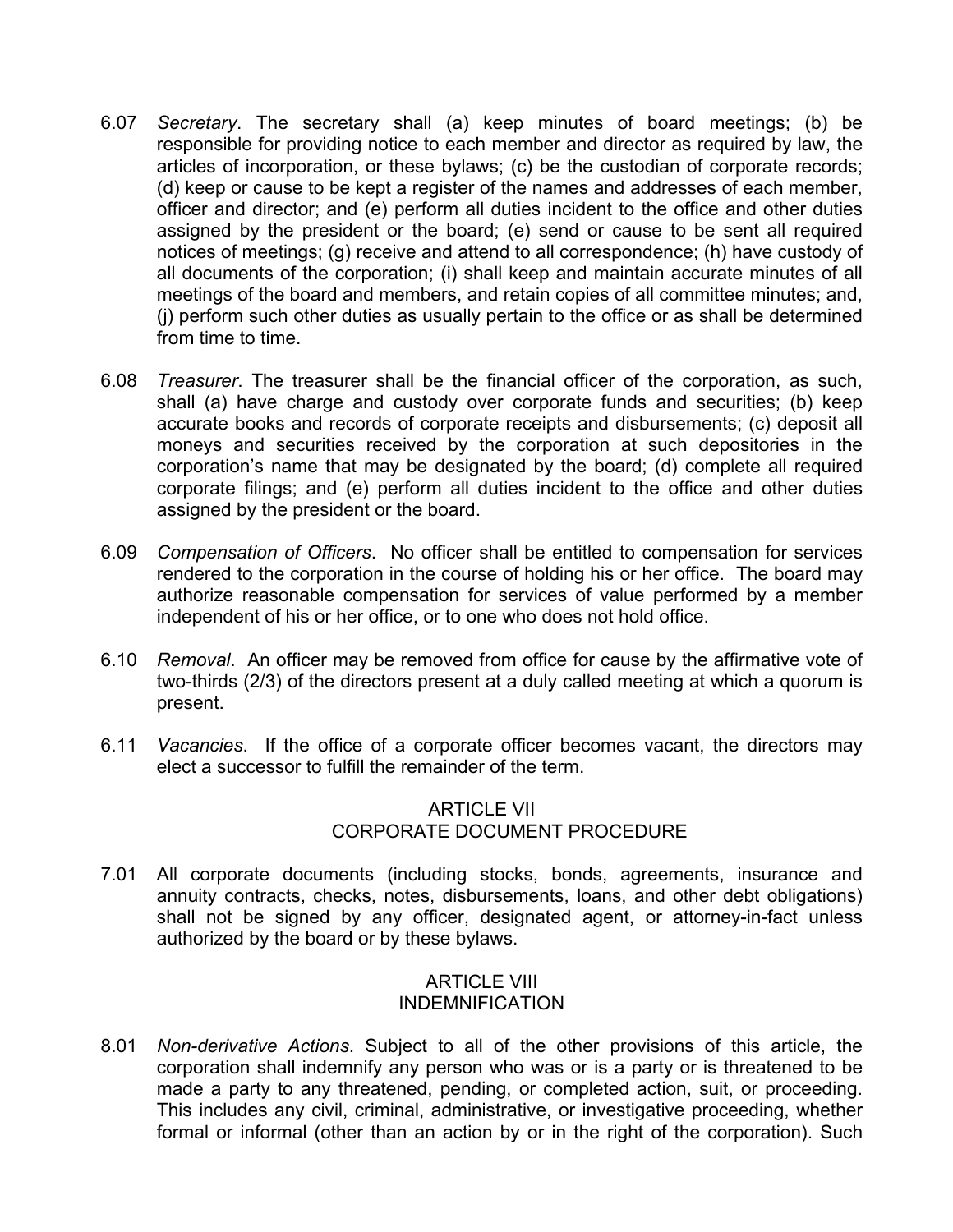6.07 *Secretary*. The secretary shall (a) keep minutes of board meetings; (b) be responsible for providing notice to each member and director as required by law, the articles of incorporation, or these bylaws; (c) be the custodian of corporate records; (d) keep or cause to be kept a register of the names and addresses of each member, officer and director; and (e) perform all duties incident to the office and other duties assigned by the president or the board; (e) send or cause to be sent all required notices of meetings; (g) receive and attend to all correspondence; (h) have custody of all documents of the corporation; (i) shall keep and maintain accurate minutes of all meetings of the board and members, and retain copies of all committee minutes; and, (j) perform such other duties as usually pertain to the office or as shall be determined from time to time.

6.08 *Treasurer*. The treasurer shall be the financial officer of the corporation, as such, shall (a) have charge and custody over corporate funds and securities; (b) keep accurate books and records of corporate receipts and disbursements; (c) deposit all moneys and securities received by the corporation at such depositories in the corporation's name that may be designated by the board; (d) complete all required corporate filings; and (e) perform all duties incident to the office and other duties assigned by the president or the board.

6.09 *Compensation of Officers*. No officer shall be entitled to compensation for services rendered to the corporation in the course of holding his or her office. The board may authorize reasonable compensation for services of value performed by a member independent of his or her office, or to one who does not hold office.

6.10 *Removal*. An officer may be removed from office for cause by the affirmative vote of two-thirds (2/3) of the directors present at a duly called meeting at which a quorum is present.

6.11 *Vacancies*. If the office of a corporate officer becomes vacant, the directors may elect a successor to fulfill the remainder of the term.

## ARTICLE VII
## CORPORATE DOCUMENT PROCEDURE

7.01 All corporate documents (including stocks, bonds, agreements, insurance and annuity contracts, checks, notes, disbursements, loans, and other debt obligations) shall not be signed by any officer, designated agent, or attorney-in-fact unless authorized by the board or by these bylaws.

## ARTICLE VIII
## INDEMNIFICATION

8.01 *Non-derivative Actions*. Subject to all of the other provisions of this article, the corporation shall indemnify any person who was or is a party or is threatened to be made a party to any threatened, pending, or completed action, suit, or proceeding. This includes any civil, criminal, administrative, or investigative proceeding, whether formal or informal (other than an action by or in the right of the corporation). Such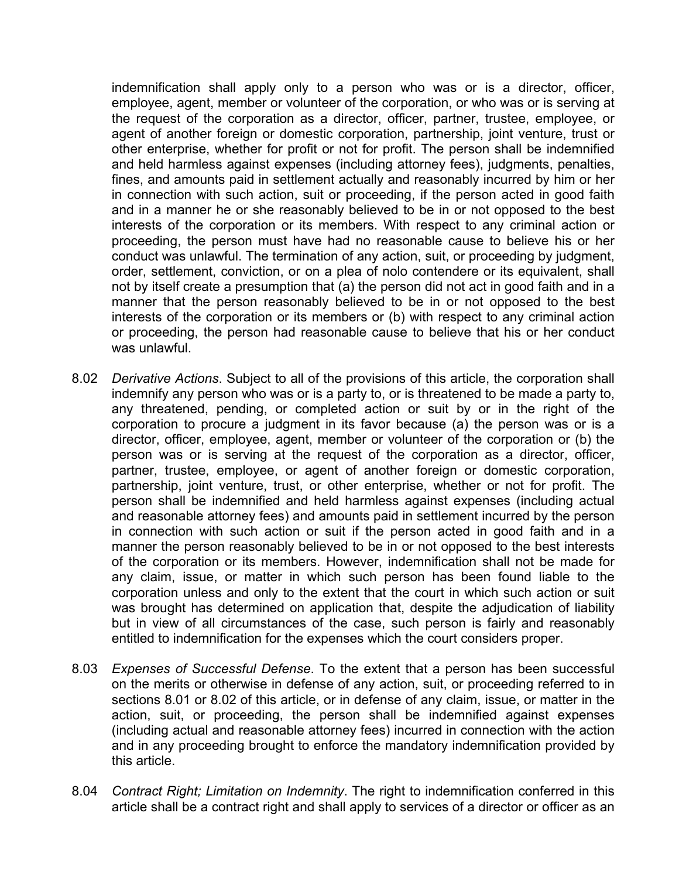indemnification shall apply only to a person who was or is a director, officer, employee, agent, member or volunteer of the corporation, or who was or is serving at the request of the corporation as a director, officer, partner, trustee, employee, or agent of another foreign or domestic corporation, partnership, joint venture, trust or other enterprise, whether for profit or not for profit. The person shall be indemnified and held harmless against expenses (including attorney fees), judgments, penalties, fines, and amounts paid in settlement actually and reasonably incurred by him or her in connection with such action, suit or proceeding, if the person acted in good faith and in a manner he or she reasonably believed to be in or not opposed to the best interests of the corporation or its members. With respect to any criminal action or proceeding, the person must have had no reasonable cause to believe his or her conduct was unlawful. The termination of any action, suit, or proceeding by judgment, order, settlement, conviction, or on a plea of nolo contendere or its equivalent, shall not by itself create a presumption that (a) the person did not act in good faith and in a manner that the person reasonably believed to be in or not opposed to the best interests of the corporation or its members or (b) with respect to any criminal action or proceeding, the person had reasonable cause to believe that his or her conduct was unlawful.

8.02 *Derivative Actions*. Subject to all of the provisions of this article, the corporation shall indemnify any person who was or is a party to, or is threatened to be made a party to, any threatened, pending, or completed action or suit by or in the right of the corporation to procure a judgment in its favor because (a) the person was or is a director, officer, employee, agent, member or volunteer of the corporation or (b) the person was or is serving at the request of the corporation as a director, officer, partner, trustee, employee, or agent of another foreign or domestic corporation, partnership, joint venture, trust, or other enterprise, whether or not for profit. The person shall be indemnified and held harmless against expenses (including actual and reasonable attorney fees) and amounts paid in settlement incurred by the person in connection with such action or suit if the person acted in good faith and in a manner the person reasonably believed to be in or not opposed to the best interests of the corporation or its members. However, indemnification shall not be made for any claim, issue, or matter in which such person has been found liable to the corporation unless and only to the extent that the court in which such action or suit was brought has determined on application that, despite the adjudication of liability but in view of all circumstances of the case, such person is fairly and reasonably entitled to indemnification for the expenses which the court considers proper.

8.03 *Expenses of Successful Defense*. To the extent that a person has been successful on the merits or otherwise in defense of any action, suit, or proceeding referred to in sections 8.01 or 8.02 of this article, or in defense of any claim, issue, or matter in the action, suit, or proceeding, the person shall be indemnified against expenses (including actual and reasonable attorney fees) incurred in connection with the action and in any proceeding brought to enforce the mandatory indemnification provided by this article.

8.04 *Contract Right; Limitation on Indemnity*. The right to indemnification conferred in this article shall be a contract right and shall apply to services of a director or officer as an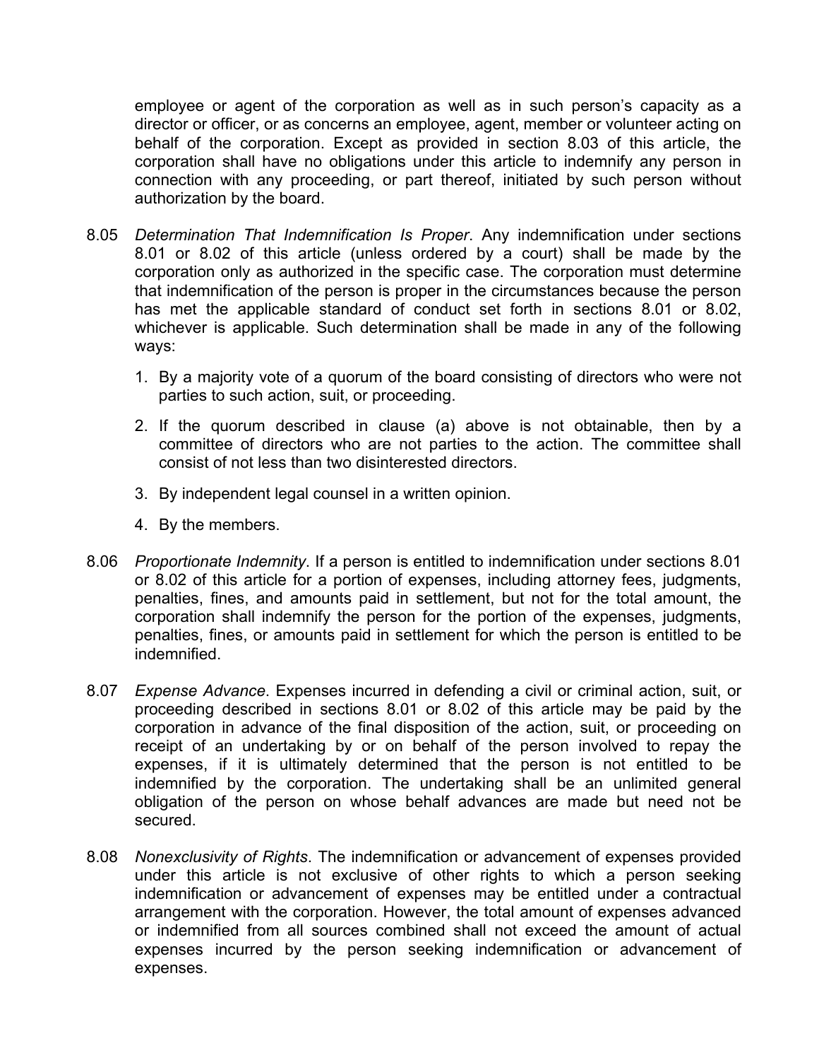employee or agent of the corporation as well as in such person's capacity as a director or officer, or as concerns an employee, agent, member or volunteer acting on behalf of the corporation. Except as provided in section 8.03 of this article, the corporation shall have no obligations under this article to indemnify any person in connection with any proceeding, or part thereof, initiated by such person without authorization by the board.

8.05 *Determination That Indemnification Is Proper*. Any indemnification under sections 8.01 or 8.02 of this article (unless ordered by a court) shall be made by the corporation only as authorized in the specific case. The corporation must determine that indemnification of the person is proper in the circumstances because the person has met the applicable standard of conduct set forth in sections 8.01 or 8.02, whichever is applicable. Such determination shall be made in any of the following ways:

1. By a majority vote of a quorum of the board consisting of directors who were not parties to such action, suit, or proceeding.
2. If the quorum described in clause (a) above is not obtainable, then by a committee of directors who are not parties to the action. The committee shall consist of not less than two disinterested directors.
3. By independent legal counsel in a written opinion.
4. By the members.

8.06 *Proportionate Indemnity*. If a person is entitled to indemnification under sections 8.01 or 8.02 of this article for a portion of expenses, including attorney fees, judgments, penalties, fines, and amounts paid in settlement, but not for the total amount, the corporation shall indemnify the person for the portion of the expenses, judgments, penalties, fines, or amounts paid in settlement for which the person is entitled to be indemnified.

8.07 *Expense Advance*. Expenses incurred in defending a civil or criminal action, suit, or proceeding described in sections 8.01 or 8.02 of this article may be paid by the corporation in advance of the final disposition of the action, suit, or proceeding on receipt of an undertaking by or on behalf of the person involved to repay the expenses, if it is ultimately determined that the person is not entitled to be indemnified by the corporation. The undertaking shall be an unlimited general obligation of the person on whose behalf advances are made but need not be secured.

8.08 *Nonexclusivity of Rights*. The indemnification or advancement of expenses provided under this article is not exclusive of other rights to which a person seeking indemnification or advancement of expenses may be entitled under a contractual arrangement with the corporation. However, the total amount of expenses advanced or indemnified from all sources combined shall not exceed the amount of actual expenses incurred by the person seeking indemnification or advancement of expenses.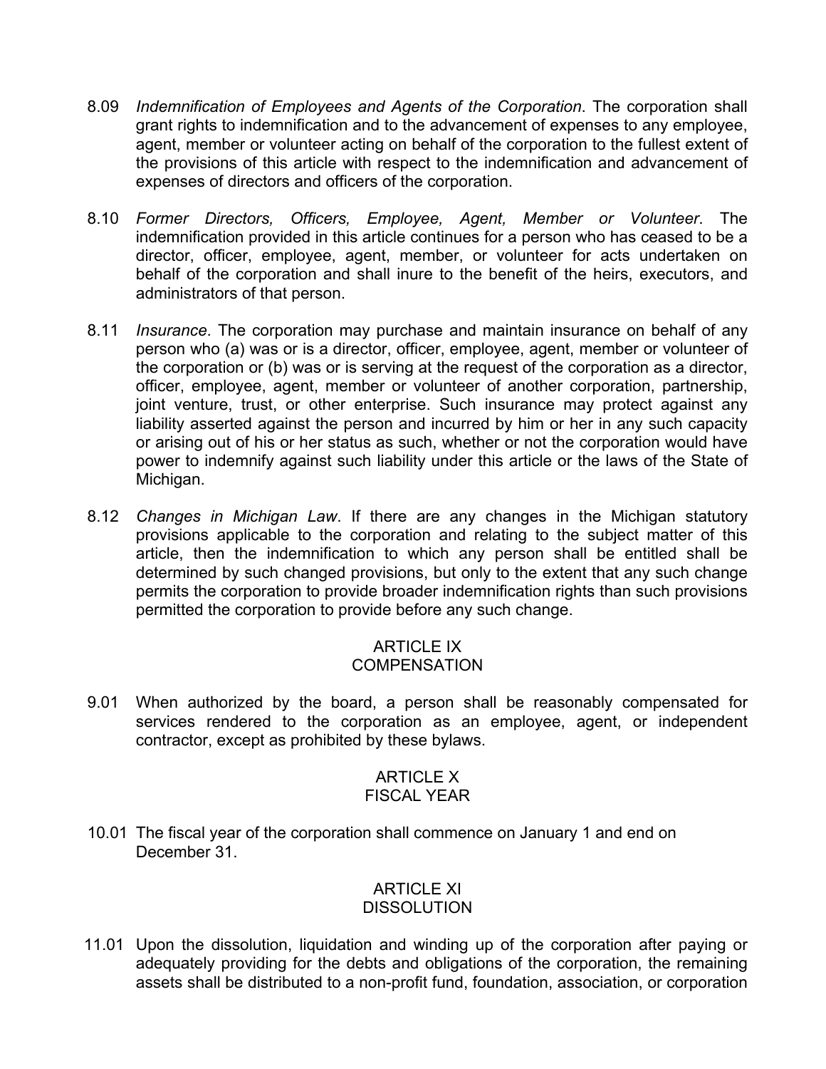8.09 *Indemnification of Employees and Agents of the Corporation*. The corporation shall grant rights to indemnification and to the advancement of expenses to any employee, agent, member or volunteer acting on behalf of the corporation to the fullest extent of the provisions of this article with respect to the indemnification and advancement of expenses of directors and officers of the corporation.

8.10 *Former Directors, Officers, Employee, Agent, Member or Volunteer*. The indemnification provided in this article continues for a person who has ceased to be a director, officer, employee, agent, member, or volunteer for acts undertaken on behalf of the corporation and shall inure to the benefit of the heirs, executors, and administrators of that person.

8.11 *Insurance*. The corporation may purchase and maintain insurance on behalf of any person who (a) was or is a director, officer, employee, agent, member or volunteer of the corporation or (b) was or is serving at the request of the corporation as a director, officer, employee, agent, member or volunteer of another corporation, partnership, joint venture, trust, or other enterprise. Such insurance may protect against any liability asserted against the person and incurred by him or her in any such capacity or arising out of his or her status as such, whether or not the corporation would have power to indemnify against such liability under this article or the laws of the State of Michigan.

8.12 *Changes in Michigan Law*. If there are any changes in the Michigan statutory provisions applicable to the corporation and relating to the subject matter of this article, then the indemnification to which any person shall be entitled shall be determined by such changed provisions, but only to the extent that any such change permits the corporation to provide broader indemnification rights than such provisions permitted the corporation to provide before any such change.

## ARTICLE IX
## COMPENSATION

9.01 When authorized by the board, a person shall be reasonably compensated for services rendered to the corporation as an employee, agent, or independent contractor, except as prohibited by these bylaws.

## ARTICLE X
## FISCAL YEAR

10.01 The fiscal year of the corporation shall commence on January 1 and end on December 31.

## ARTICLE XI
## DISSOLUTION

11.01 Upon the dissolution, liquidation and winding up of the corporation after paying or adequately providing for the debts and obligations of the corporation, the remaining assets shall be distributed to a non-profit fund, foundation, association, or corporation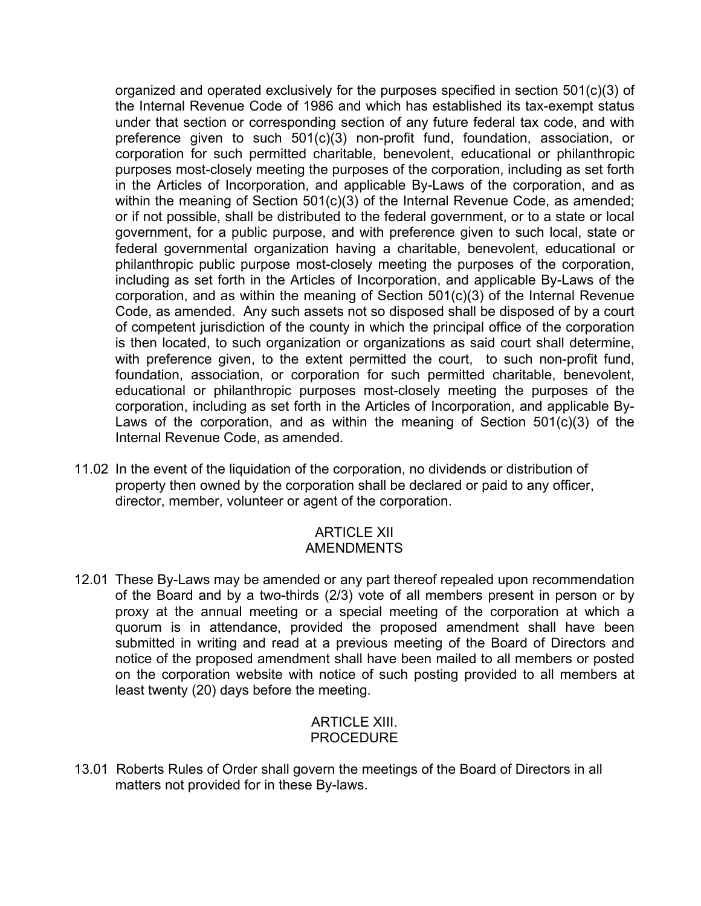organized and operated exclusively for the purposes specified in section 501(c)(3) of the Internal Revenue Code of 1986 and which has established its tax-exempt status under that section or corresponding section of any future federal tax code, and with preference given to such 501(c)(3) non-profit fund, foundation, association, or corporation for such permitted charitable, benevolent, educational or philanthropic purposes most-closely meeting the purposes of the corporation, including as set forth in the Articles of Incorporation, and applicable By-Laws of the corporation, and as within the meaning of Section 501(c)(3) of the Internal Revenue Code, as amended; or if not possible, shall be distributed to the federal government, or to a state or local government, for a public purpose, and with preference given to such local, state or federal governmental organization having a charitable, benevolent, educational or philanthropic public purpose most-closely meeting the purposes of the corporation, including as set forth in the Articles of Incorporation, and applicable By-Laws of the corporation, and as within the meaning of Section 501(c)(3) of the Internal Revenue Code, as amended. Any such assets not so disposed shall be disposed of by a court of competent jurisdiction of the county in which the principal office of the corporation is then located, to such organization or organizations as said court shall determine, with preference given, to the extent permitted the court, to such non-profit fund, foundation, association, or corporation for such permitted charitable, benevolent, educational or philanthropic purposes most-closely meeting the purposes of the corporation, including as set forth in the Articles of Incorporation, and applicable By-Laws of the corporation, and as within the meaning of Section 501(c)(3) of the Internal Revenue Code, as amended.

11.02 In the event of the liquidation of the corporation, no dividends or distribution of property then owned by the corporation shall be declared or paid to any officer, director, member, volunteer or agent of the corporation.

## ARTICLE XII
## AMENDMENTS

12.01 These By-Laws may be amended or any part thereof repealed upon recommendation of the Board and by a two-thirds (2/3) vote of all members present in person or by proxy at the annual meeting or a special meeting of the corporation at which a quorum is in attendance, provided the proposed amendment shall have been submitted in writing and read at a previous meeting of the Board of Directors and notice of the proposed amendment shall have been mailed to all members or posted on the corporation website with notice of such posting provided to all members at least twenty (20) days before the meeting.

## ARTICLE XIII.
## PROCEDURE

13.01 Roberts Rules of Order shall govern the meetings of the Board of Directors in all matters not provided for in these By-laws.